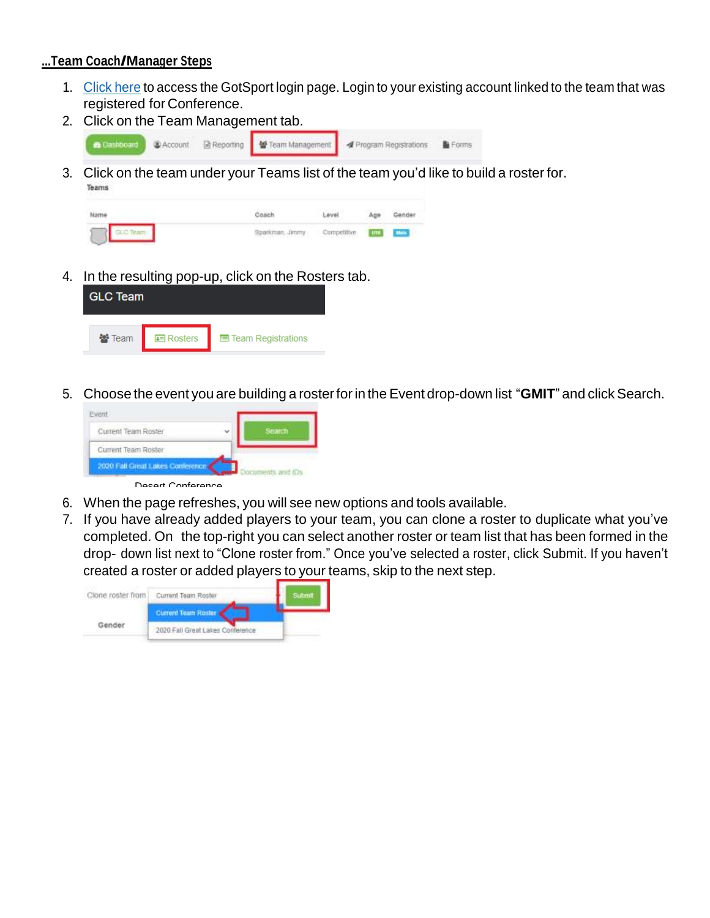**...Team Coach/Manager Steps**

1. Click here to access the GotSport login page. Login to your existing account linked to the team that was registered for Conference.
2. Click on the Team Management tab.
3. Click on the team under your Teams list of the team you'd like to build a roster for.
4. In the resulting pop-up, click on the Rosters tab.
5. Choose the event you are building a roster for in the Event drop-down list "**GMIT**" and click Search.
6. When the page refreshes, you will see new options and tools available.
7. If you have already added players to your team, you can clone a roster to duplicate what you've completed. On the top-right you can select another roster or team list that has been formed in the drop- down list next to "Clone roster from." Once you've selected a roster, click Submit. If you haven't created a roster or added players to your teams, skip to the next step.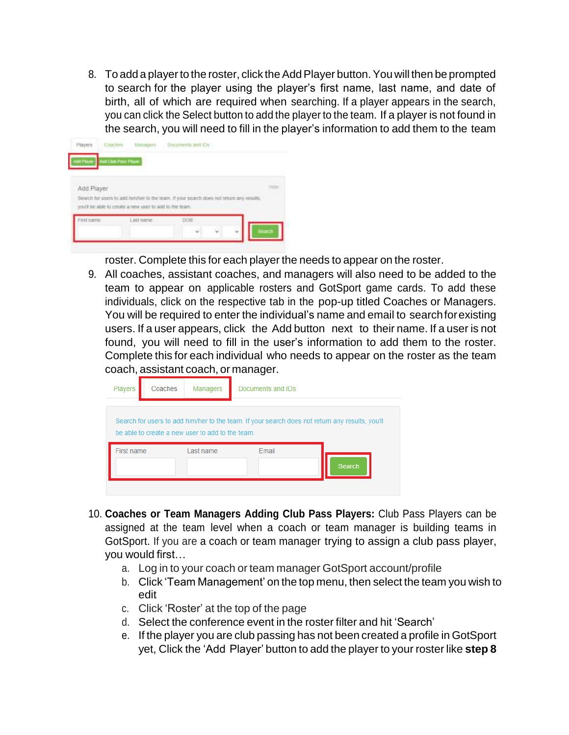8. To add a player to the roster, click the Add Player button. You will then be prompted to search for the player using the player's first name, last name, and date of birth, all of which are required when searching. If a player appears in the search, you can click the Select button to add the player to the team. If a player is not found in the search, you will need to fill in the player's information to add them to the team roster. Complete this for each player the needs to appear on the roster.
9. All coaches, assistant coaches, and managers will also need to be added to the team to appear on applicable rosters and GotSport game cards. To add these individuals, click on the respective tab in the pop-up titled Coaches or Managers. You will be required to enter the individual's name and email to search for existing users. If a user appears, click the Add button next to their name. If a user is not found, you will need to fill in the user's information to add them to the roster. Complete this for each individual who needs to appear on the roster as the team coach, assistant coach, or manager.
10. **Coaches or Team Managers Adding Club Pass Players:** Club Pass Players can be assigned at the team level when a coach or team manager is building teams in GotSport. If you are a coach or team manager trying to assign a club pass player, you would first…
    a. Log in to your coach or team manager GotSport account/profile
    b. Click 'Team Management' on the top menu, then select the team you wish to edit
    c. Click 'Roster' at the top of the page
    d. Select the conference event in the roster filter and hit 'Search'
    e. If the player you are club passing has not been created a profile in GotSport yet, Click the 'Add Player' button to add the player to your roster like **step 8**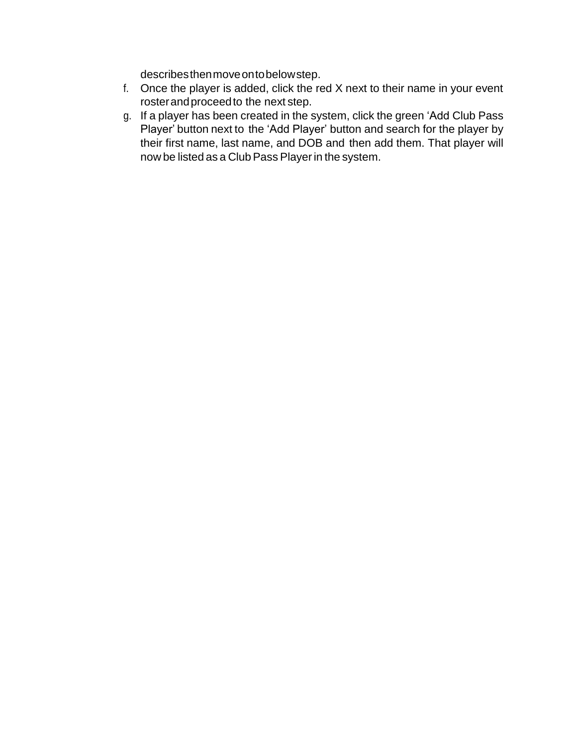describes then move on to below step.

f. Once the player is added, click the red X next to their name in your event roster and proceed to the next step.
g. If a player has been created in the system, click the green 'Add Club Pass Player' button next to the 'Add Player' button and search for the player by their first name, last name, and DOB and then add them. That player will now be listed as a Club Pass Player in the system.